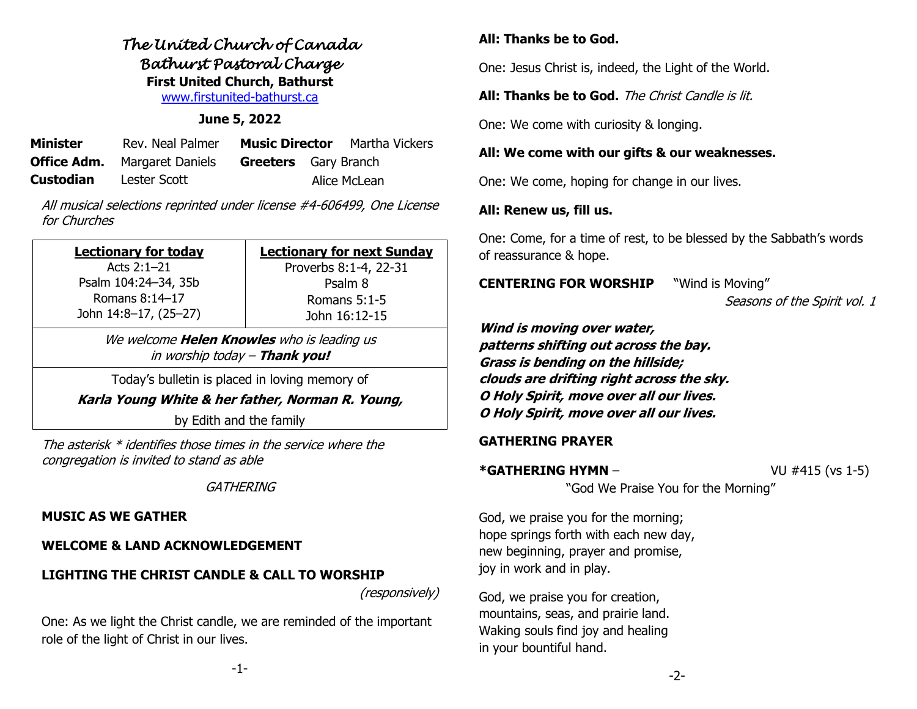# *The United Church of Canada*
## *Bathurst Pastoral Charge*
### First United Church, Bathurst

www.firstunited-bathurst.ca

**June 5, 2022**

| | | | |
|---|---|---|---|
| **Minister** | Rev. Neal Palmer | **Music Director** | Martha Vickers |
| **Office Adm.** | Margaret Daniels | **Greeters** | Gary Branch |
| **Custodian** | Lester Scott | | Alice McLean |

*All musical selections reprinted under license #4-606499, One License for Churches*

| **Lectionary for today** | **Lectionary for next Sunday** |
|---|---|
| Acts 2:1–21<br>Psalm 104:24–34, 35b<br>Romans 8:14–17<br>John 14:8–17, (25–27) | Proverbs 8:1-4, 22-31<br>Psalm 8<br>Romans 5:1-5<br>John 16:12-15 |

*We welcome **Helen Knowles** who is leading us in worship today – **Thank you!***

Today's bulletin is placed in loving memory of

***Karla Young White & her father, Norman R. Young,***

by Edith and the family

*The asterisk * identifies those times in the service where the congregation is invited to stand as able*

*GATHERING*

**MUSIC AS WE GATHER**

**WELCOME & LAND ACKNOWLEDGEMENT**

**LIGHTING THE CHRIST CANDLE & CALL TO WORSHIP** *(responsively)*

One: As we light the Christ candle, we are reminded of the important role of the light of Christ in our lives.

**All: Thanks be to God.**

One: Jesus Christ is, indeed, the Light of the World.

**All: Thanks be to God.** *The Christ Candle is lit.*

One: We come with curiosity & longing.

**All: We come with our gifts & our weaknesses.**

One: We come, hoping for change in our lives.

**All: Renew us, fill us.**

One: Come, for a time of rest, to be blessed by the Sabbath's words of reassurance & hope.

**CENTERING FOR WORSHIP** "Wind is Moving" *Seasons of the Spirit vol. 1*

***Wind is moving over water,***
***patterns shifting out across the bay.***
***Grass is bending on the hillside;***
***clouds are drifting right across the sky.***
***O Holy Spirit, move over all our lives.***
***O Holy Spirit, move over all our lives.***

**GATHERING PRAYER**

***GATHERING HYMN** – VU #415 (vs 1-5) "God We Praise You for the Morning"

God, we praise you for the morning;
hope springs forth with each new day,
new beginning, prayer and promise,
joy in work and in play.

God, we praise you for creation,
mountains, seas, and prairie land.
Waking souls find joy and healing
in your bountiful hand.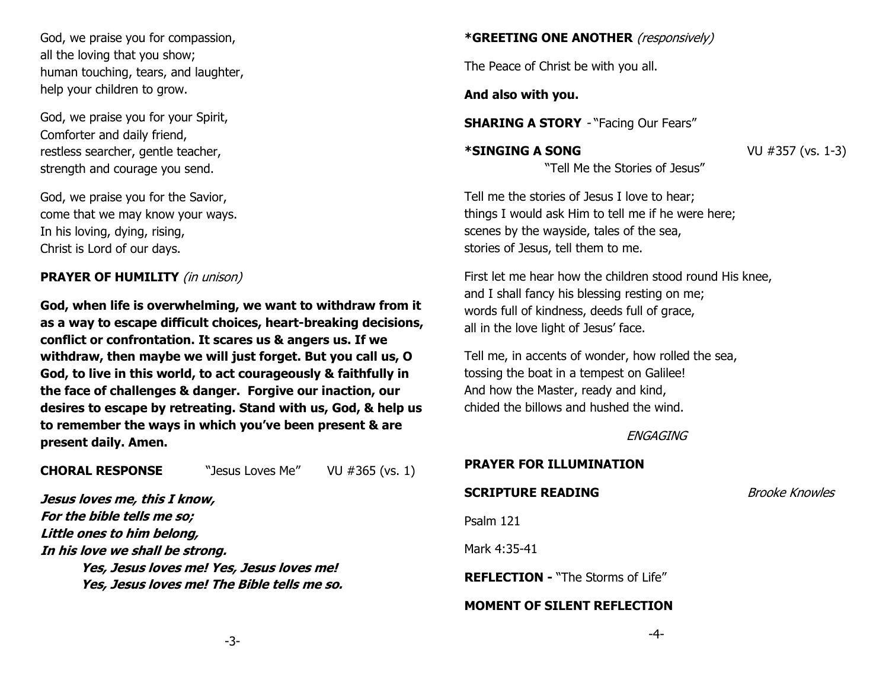God, we praise you for compassion,
all the loving that you show;
human touching, tears, and laughter,
help your children to grow.

God, we praise you for your Spirit,
Comforter and daily friend,
restless searcher, gentle teacher,
strength and courage you send.

God, we praise you for the Savior,
come that we may know your ways.
In his loving, dying, rising,
Christ is Lord of our days.

**PRAYER OF HUMILITY** *(in unison)*

**God, when life is overwhelming, we want to withdraw from it as a way to escape difficult choices, heart-breaking decisions, conflict or confrontation. It scares us & angers us. If we withdraw, then maybe we will just forget. But you call us, O God, to live in this world, to act courageously & faithfully in the face of challenges & danger. Forgive our inaction, our desires to escape by retreating. Stand with us, God, & help us to remember the ways in which you've been present & are present daily. Amen.**

**CHORAL RESPONSE** "Jesus Loves Me" VU #365 (vs. 1)

***Jesus loves me, this I know,***
***For the bible tells me so;***
***Little ones to him belong,***
***In his love we shall be strong.***
***Yes, Jesus loves me! Yes, Jesus loves me!***
***Yes, Jesus loves me! The Bible tells me so.***

**\*GREETING ONE ANOTHER** *(responsively)*

The Peace of Christ be with you all.

**And also with you.**

**SHARING A STORY** - "Facing Our Fears"

**\*SINGING A SONG** VU #357 (vs. 1-3)
"Tell Me the Stories of Jesus"

Tell me the stories of Jesus I love to hear;
things I would ask Him to tell me if he were here;
scenes by the wayside, tales of the sea,
stories of Jesus, tell them to me.

First let me hear how the children stood round His knee,
and I shall fancy his blessing resting on me;
words full of kindness, deeds full of grace,
all in the love light of Jesus' face.

Tell me, in accents of wonder, how rolled the sea,
tossing the boat in a tempest on Galilee!
And how the Master, ready and kind,
chided the billows and hushed the wind.

*ENGAGING*

**PRAYER FOR ILLUMINATION**

**SCRIPTURE READING** *Brooke Knowles*

Psalm 121

Mark 4:35-41

**REFLECTION -** "The Storms of Life"

**MOMENT OF SILENT REFLECTION**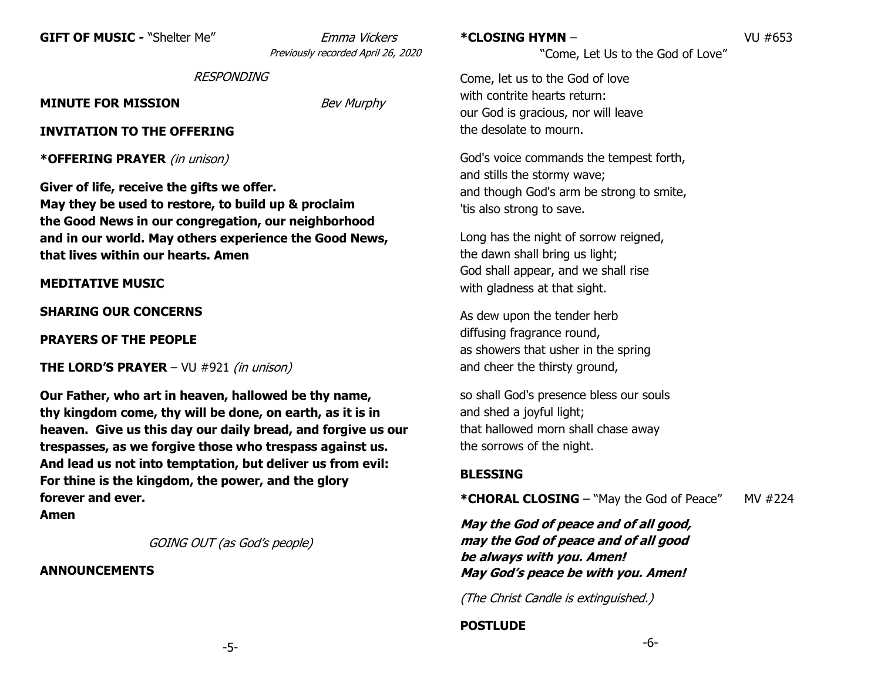**GIFT OF MUSIC -** "Shelter Me" *Emma Vickers*
*Previously recorded April 26, 2020*

*RESPONDING*

**MINUTE FOR MISSION** *Bev Murphy*

**INVITATION TO THE OFFERING**

***OFFERING PRAYER** *(in unison)*

**Giver of life, receive the gifts we offer.**
**May they be used to restore, to build up & proclaim**
**the Good News in our congregation, our neighborhood**
**and in our world. May others experience the Good News,**
**that lives within our hearts. Amen**

**MEDITATIVE MUSIC**

**SHARING OUR CONCERNS**

**PRAYERS OF THE PEOPLE**

**THE LORD'S PRAYER** – VU #921 *(in unison)*

**Our Father, who art in heaven, hallowed be thy name, thy kingdom come, thy will be done, on earth, as it is in heaven. Give us this day our daily bread, and forgive us our trespasses, as we forgive those who trespass against us. And lead us not into temptation, but deliver us from evil: For thine is the kingdom, the power, and the glory forever and ever.**
**Amen**

*GOING OUT (as God's people)*

**ANNOUNCEMENTS**

***CLOSING HYMN** – VU #653
"Come, Let Us to the God of Love"

Come, let us to the God of love
with contrite hearts return:
our God is gracious, nor will leave
the desolate to mourn.

God's voice commands the tempest forth,
and stills the stormy wave;
and though God's arm be strong to smite,
'tis also strong to save.

Long has the night of sorrow reigned,
the dawn shall bring us light;
God shall appear, and we shall rise
with gladness at that sight.

As dew upon the tender herb
diffusing fragrance round,
as showers that usher in the spring
and cheer the thirsty ground,

so shall God's presence bless our souls
and shed a joyful light;
that hallowed morn shall chase away
the sorrows of the night.

**BLESSING**

***CHORAL CLOSING** – "May the God of Peace" MV #224

***May the God of peace and of all good,***
***may the God of peace and of all good***
***be always with you. Amen!***
***May God's peace be with you. Amen!***

*(The Christ Candle is extinguished.)*

**POSTLUDE**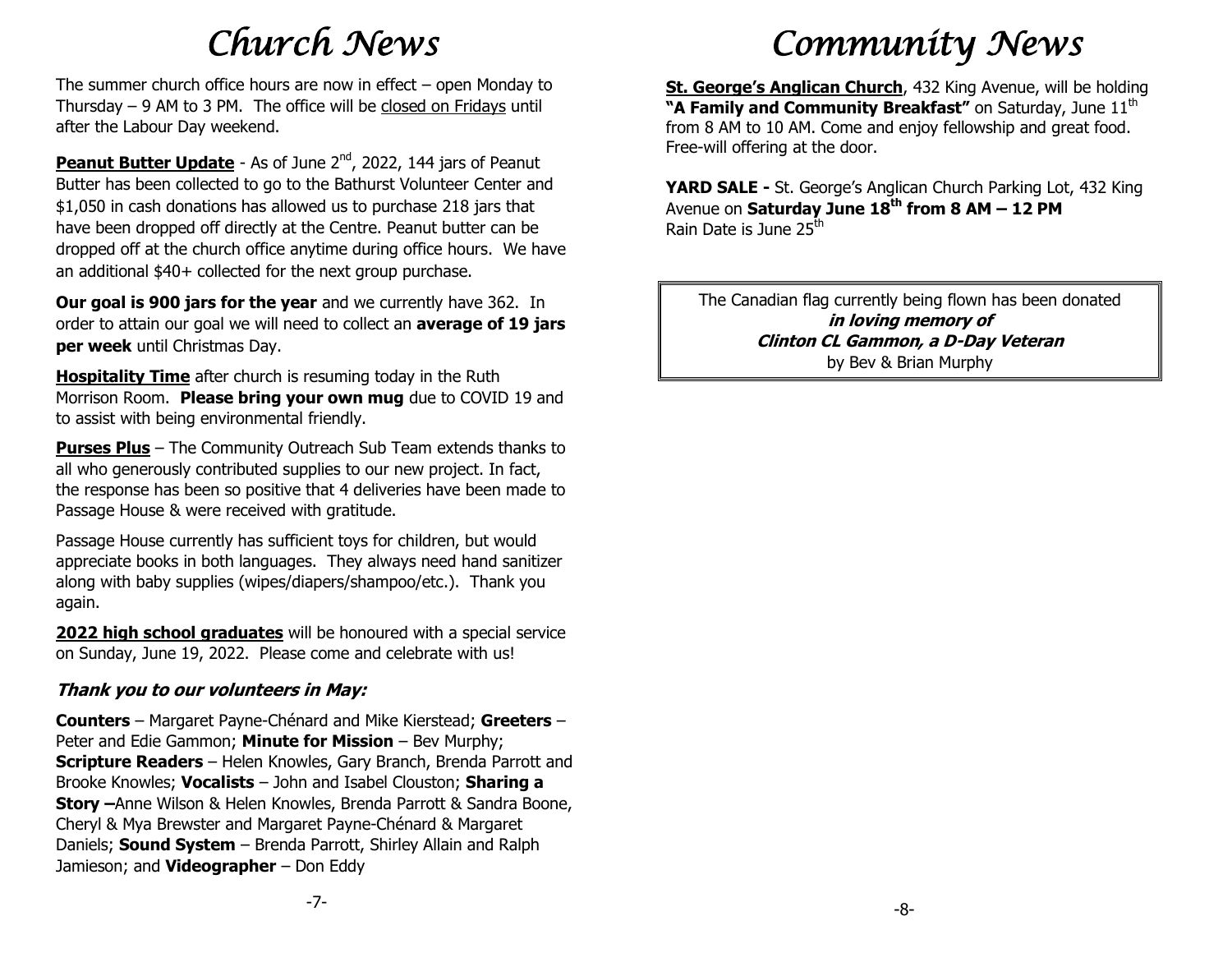# *Church News*

The summer church office hours are now in effect – open Monday to Thursday – 9 AM to 3 PM. The office will be closed on Fridays until after the Labour Day weekend.

**Peanut Butter Update** - As of June 2nd, 2022, 144 jars of Peanut Butter has been collected to go to the Bathurst Volunteer Center and $1,050 in cash donations has allowed us to purchase 218 jars that have been dropped off directly at the Centre. Peanut butter can be dropped off at the church office anytime during office hours. We have an additional $40+ collected for the next group purchase.

**Our goal is 900 jars for the year** and we currently have 362. In order to attain our goal we will need to collect an **average of 19 jars per week** until Christmas Day.

**Hospitality Time** after church is resuming today in the Ruth Morrison Room. **Please bring your own mug** due to COVID 19 and to assist with being environmental friendly.

**Purses Plus** – The Community Outreach Sub Team extends thanks to all who generously contributed supplies to our new project. In fact, the response has been so positive that 4 deliveries have been made to Passage House & were received with gratitude.

Passage House currently has sufficient toys for children, but would appreciate books in both languages. They always need hand sanitizer along with baby supplies (wipes/diapers/shampoo/etc.). Thank you again.

**2022 high school graduates** will be honoured with a special service on Sunday, June 19, 2022. Please come and celebrate with us!

### *Thank you to our volunteers in May:*

**Counters** – Margaret Payne-Chénard and Mike Kierstead; **Greeters** – Peter and Edie Gammon; **Minute for Mission** – Bev Murphy; **Scripture Readers** – Helen Knowles, Gary Branch, Brenda Parrott and Brooke Knowles; **Vocalists** – John and Isabel Clouston; **Sharing a Story** –Anne Wilson & Helen Knowles, Brenda Parrott & Sandra Boone, Cheryl & Mya Brewster and Margaret Payne-Chénard & Margaret Daniels; **Sound System** – Brenda Parrott, Shirley Allain and Ralph Jamieson; and **Videographer** – Don Eddy

# *Community News*

**St. George's Anglican Church**, 432 King Avenue, will be holding **"A Family and Community Breakfast"** on Saturday, June 11th from 8 AM to 10 AM. Come and enjoy fellowship and great food. Free-will offering at the door.

**YARD SALE -** St. George's Anglican Church Parking Lot, 432 King Avenue on **Saturday June 18th from 8 AM – 12 PM**
Rain Date is June 25th

The Canadian flag currently being flown has been donated
***in loving memory of***
***Clinton CL Gammon, a D-Day Veteran***
by Bev & Brian Murphy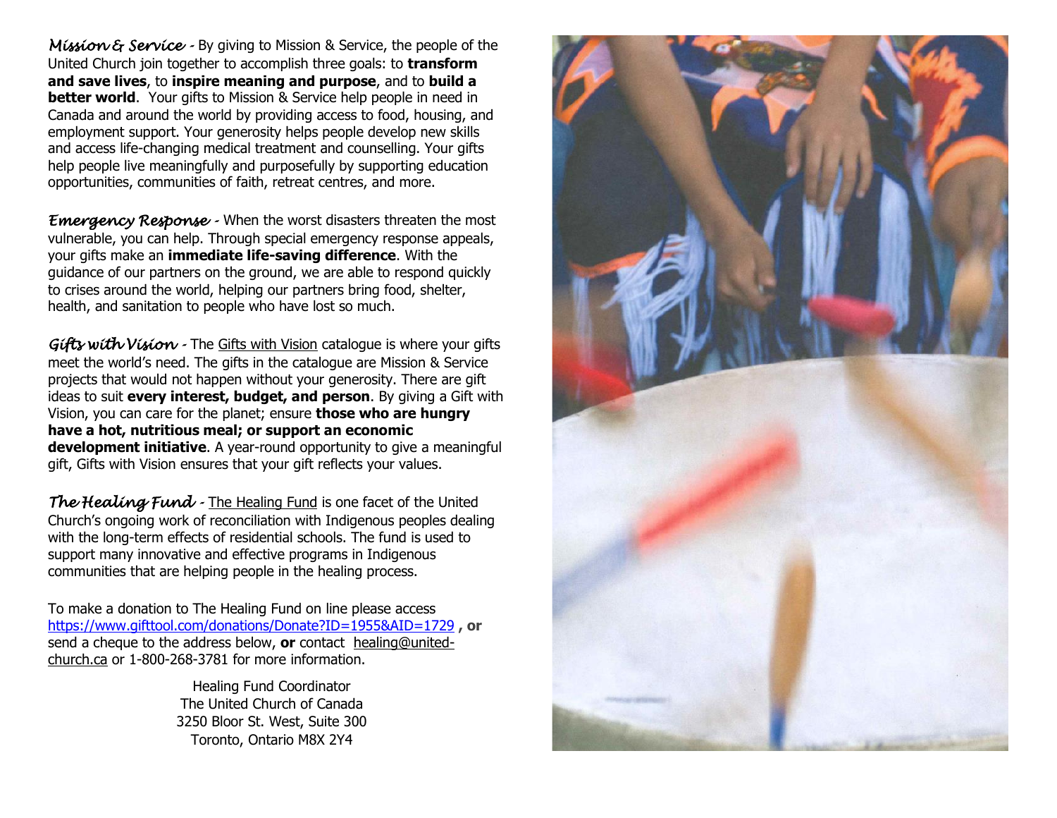*Mission & Service* - By giving to Mission & Service, the people of the United Church join together to accomplish three goals: to **transform and save lives**, to **inspire meaning and purpose**, and to **build a better world**. Your gifts to Mission & Service help people in need in Canada and around the world by providing access to food, housing, and employment support. Your generosity helps people develop new skills and access life-changing medical treatment and counselling. Your gifts help people live meaningfully and purposefully by supporting education opportunities, communities of faith, retreat centres, and more.

*Emergency Response* - When the worst disasters threaten the most vulnerable, you can help. Through special emergency response appeals, your gifts make an **immediate life-saving difference**. With the guidance of our partners on the ground, we are able to respond quickly to crises around the world, helping our partners bring food, shelter, health, and sanitation to people who have lost so much.

*Gifts with Vision* - The Gifts with Vision catalogue is where your gifts meet the world's need. The gifts in the catalogue are Mission & Service projects that would not happen without your generosity. There are gift ideas to suit **every interest, budget, and person**. By giving a Gift with Vision, you can care for the planet; ensure **those who are hungry have a hot, nutritious meal; or support an economic development initiative**. A year-round opportunity to give a meaningful gift, Gifts with Vision ensures that your gift reflects your values.

*The Healing Fund* - The Healing Fund is one facet of the United Church's ongoing work of reconciliation with Indigenous peoples dealing with the long-term effects of residential schools. The fund is used to support many innovative and effective programs in Indigenous communities that are helping people in the healing process.

To make a donation to The Healing Fund on line please access https://www.gifttool.com/donations/Donate?ID=1955&AID=1729 **, or** send a cheque to the address below, **or** contact healing@united-church.ca or 1-800-268-3781 for more information.

Healing Fund Coordinator
The United Church of Canada
3250 Bloor St. West, Suite 300
Toronto, Ontario M8X 2Y4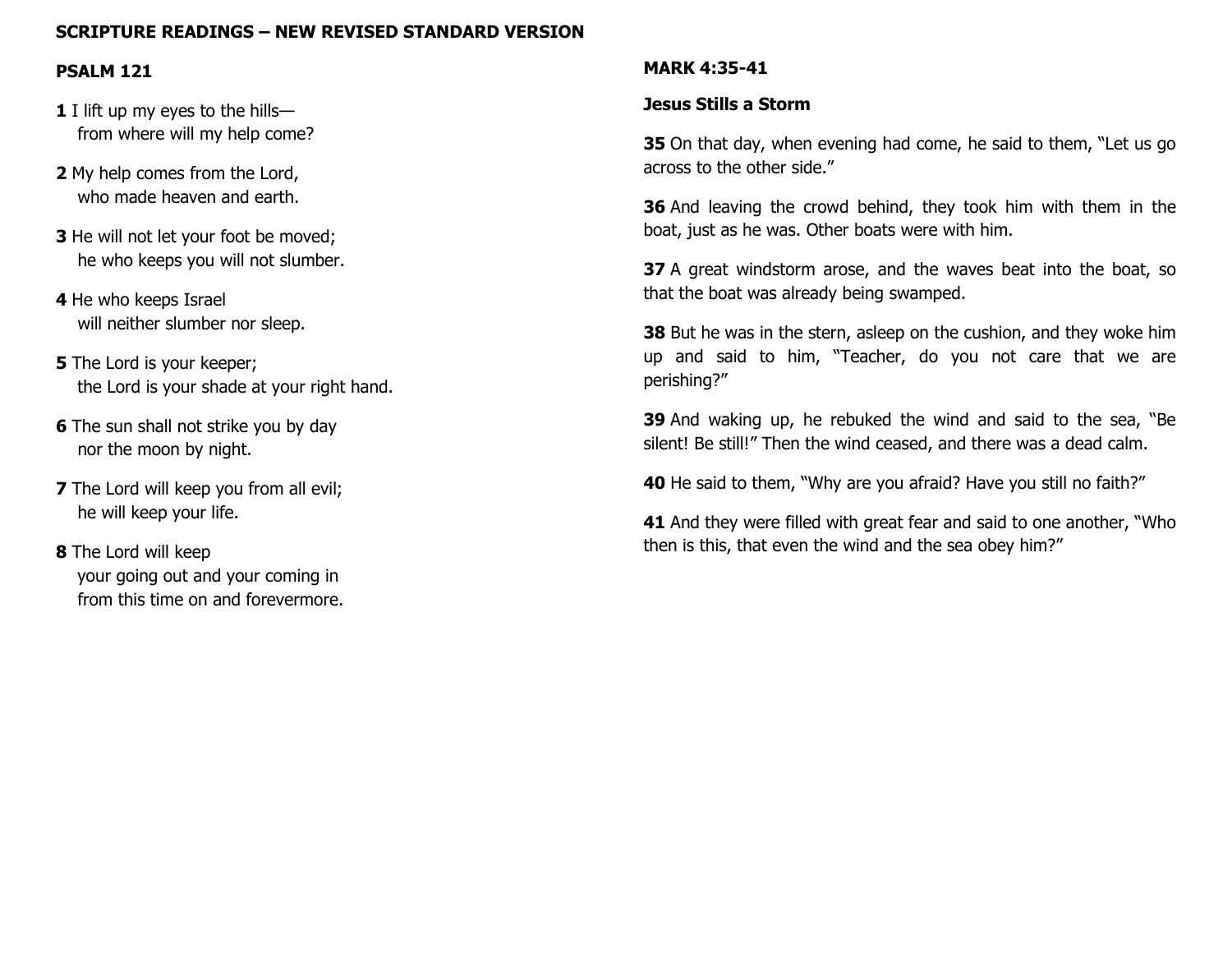**SCRIPTURE READINGS – NEW REVISED STANDARD VERSION**

**PSALM 121**

**1** I lift up my eyes to the hills—
from where will my help come?

**2** My help comes from the Lord,
who made heaven and earth.

**3** He will not let your foot be moved;
he who keeps you will not slumber.

**4** He who keeps Israel
will neither slumber nor sleep.

**5** The Lord is your keeper;
the Lord is your shade at your right hand.

**6** The sun shall not strike you by day
nor the moon by night.

**7** The Lord will keep you from all evil;
he will keep your life.

**8** The Lord will keep
your going out and your coming in
from this time on and forevermore.

**MARK 4:35-41**

**Jesus Stills a Storm**

**35** On that day, when evening had come, he said to them, “Let us go across to the other side.”

**36** And leaving the crowd behind, they took him with them in the boat, just as he was. Other boats were with him.

**37** A great windstorm arose, and the waves beat into the boat, so that the boat was already being swamped.

**38** But he was in the stern, asleep on the cushion, and they woke him up and said to him, “Teacher, do you not care that we are perishing?”

**39** And waking up, he rebuked the wind and said to the sea, “Be silent! Be still!” Then the wind ceased, and there was a dead calm.

**40** He said to them, “Why are you afraid? Have you still no faith?”

**41** And they were filled with great fear and said to one another, “Who then is this, that even the wind and the sea obey him?”